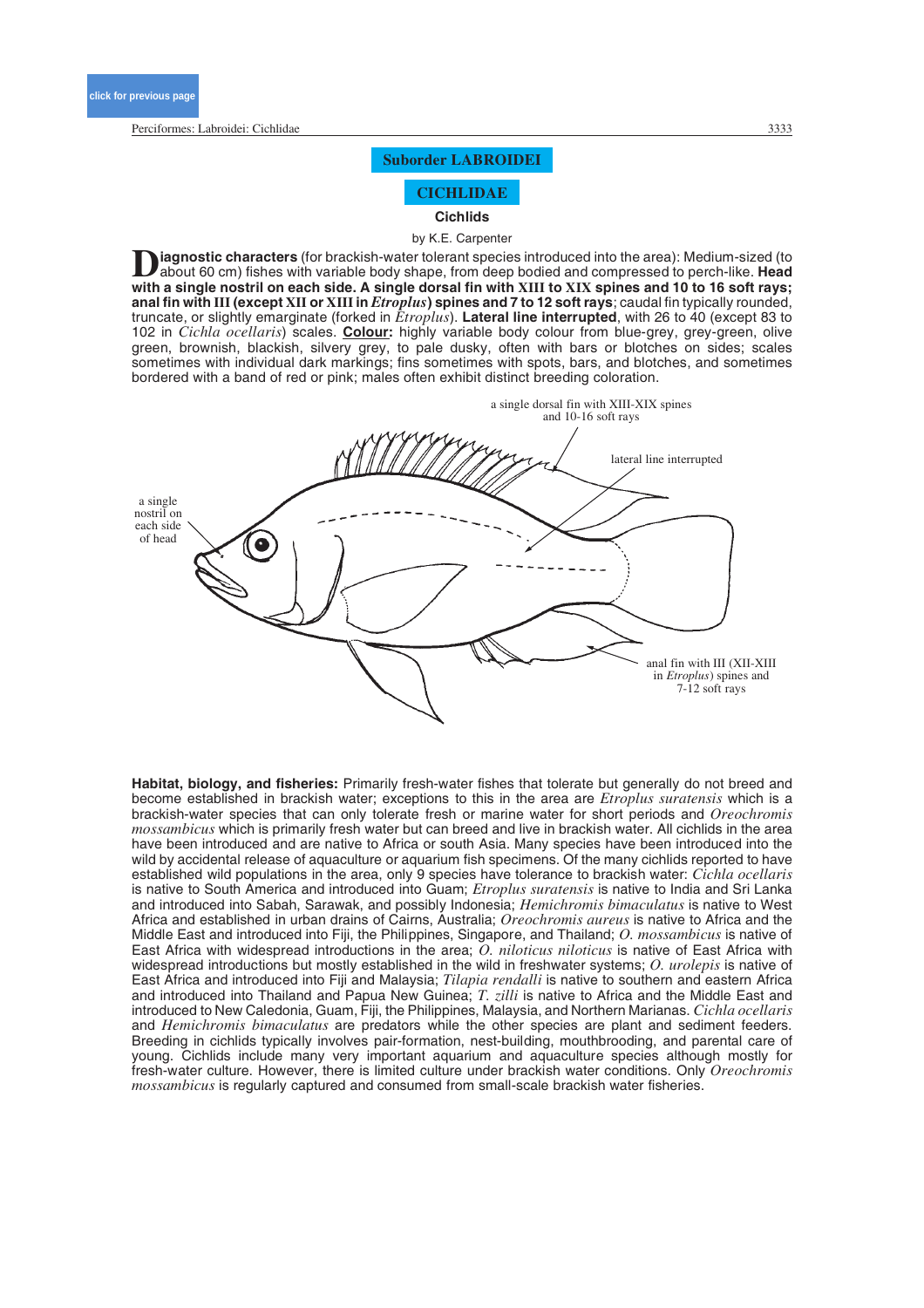## Suborder LABROIDEI

## CICHLIDAE

### Cichlids

by K.E. Carpenter

**Diagnostic characters** (for brackish-water tolerant species introduced into the area): Medium-sized (to about 60 cm) fishes with variable body shape, from deep bodied and compressed to perch-like. **Head with a single nostril on each side. A single dorsal fin with XIII to XIX spines and 10 to 16 soft rays; anal fin with III (except XII or XIII in *Etroplus*) spines and 7 to 12 soft rays**; caudal fin typically rounded, truncate, or slightly emarginate (forked in *Etroplus*). **Lateral line interrupted**, with 26 to 40 (except 83 to 102 in *Cichla ocellaris*) scales. **Colour:** highly variable body colour from blue-grey, grey-green, olive green, brownish, blackish, silvery grey, to pale dusky, often with bars or blotches on sides; scales sometimes with individual dark markings; fins sometimes with spots, bars, and blotches, and sometimes bordered with a band of red or pink; males often exhibit distinct breeding coloration.

a single dorsal fin with XIII-XIX spines and 10-16 soft rays

lateral line interrupted

a single nostril on each side of head

anal fin with III (XII-XIII in *Etroplus*) spines and 7-12 soft rays

**Habitat, biology, and fisheries:** Primarily fresh-water fishes that tolerate but generally do not breed and become established in brackish water; exceptions to this in the area are *Etroplus suratensis* which is a brackish-water species that can only tolerate fresh or marine water for short periods and *Oreochromis mossambicus* which is primarily fresh water but can breed and live in brackish water. All cichlids in the area have been introduced and are native to Africa or south Asia. Many species have been introduced into the wild by accidental release of aquaculture or aquarium fish specimens. Of the many cichlids reported to have established wild populations in the area, only 9 species have tolerance to brackish water: *Cichla ocellaris* is native to South America and introduced into Guam; *Etroplus suratensis* is native to India and Sri Lanka and introduced into Sabah, Sarawak, and possibly Indonesia; *Hemichromis bimaculatus* is native to West Africa and established in urban drains of Cairns, Australia; *Oreochromis aureus* is native to Africa and the Middle East and introduced into Fiji, the Philippines, Singapore, and Thailand; *O. mossambicus* is native of East Africa with widespread introductions in the area; *O. niloticus niloticus* is native of East Africa with widespread introductions but mostly established in the wild in freshwater systems; *O. urolepis* is native of East Africa and introduced into Fiji and Malaysia; *Tilapia rendalli* is native to southern and eastern Africa and introduced into Thailand and Papua New Guinea; *T. zilli* is native to Africa and the Middle East and introduced to New Caledonia, Guam, Fiji, the Philippines, Malaysia, and Northern Marianas. *Cichla ocellaris* and *Hemichromis bimaculatus* are predators while the other species are plant and sediment feeders. Breeding in cichlids typically involves pair-formation, nest-building, mouthbrooding, and parental care of young. Cichlids include many very important aquarium and aquaculture species although mostly for fresh-water culture. However, there is limited culture under brackish water conditions. Only *Oreochromis mossambicus* is regularly captured and consumed from small-scale brackish water fisheries.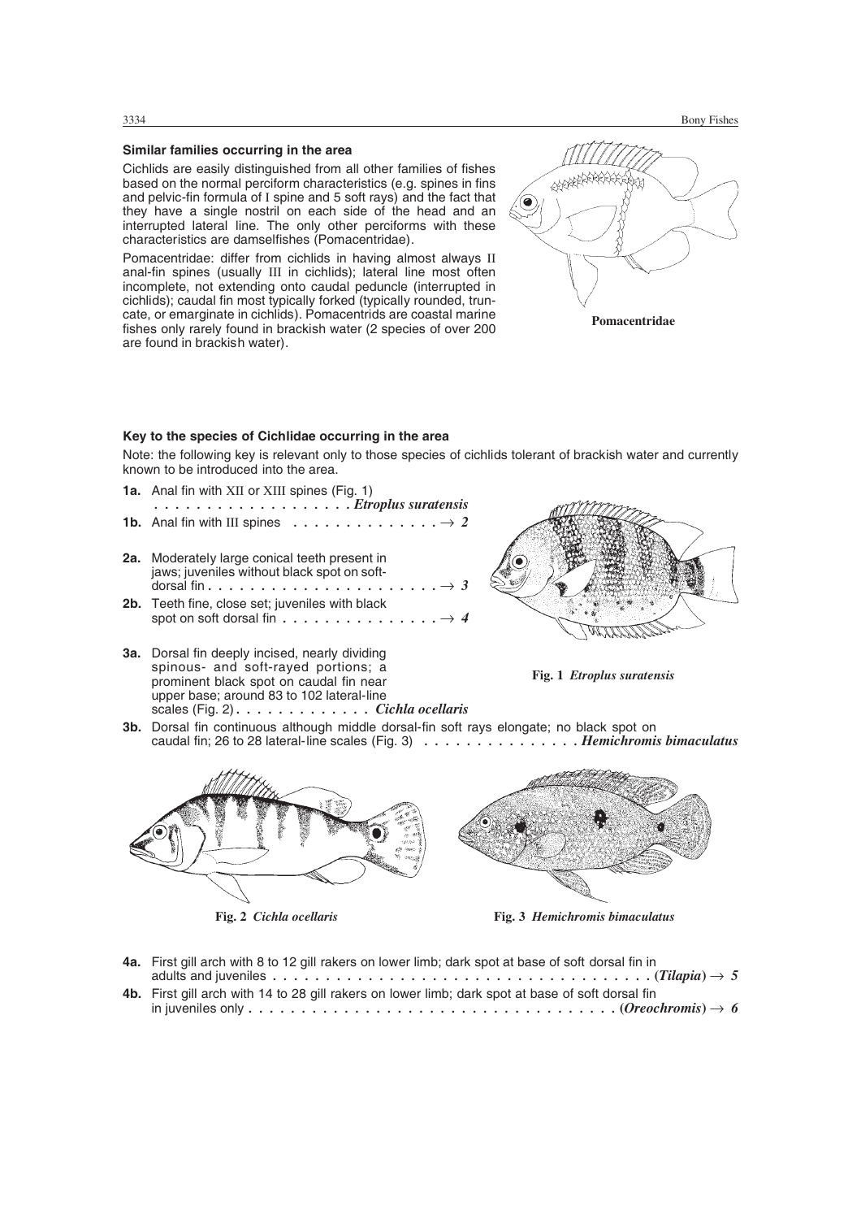### Similar families occurring in the area

Cichlids are easily distinguished from all other families of fishes based on the normal perciform characteristics (e.g. spines in fins and pelvic-fin formula of I spine and 5 soft rays) and the fact that they have a single nostril on each side of the head and an interrupted lateral line. The only other perciforms with these characteristics are damselfishes (Pomacentridae).

Pomacentridae: differ from cichlids in having almost always II anal-fin spines (usually III in cichlids); lateral line most often incomplete, not extending onto caudal peduncle (interrupted in cichlids); caudal fin most typically forked (typically rounded, truncate, or emarginate in cichlids). Pomacentrids are coastal marine fishes only rarely found in brackish water (2 species of over 200 are found in brackish water).

**Pomacentridae**

### Key to the species of Cichlidae occurring in the area

Note: the following key is relevant only to those species of cichlids tolerant of brackish water and currently known to be introduced into the area.

**1a.** Anal fin with XII or XIII spines (Fig. 1) . . . . . . . . . . . . . . . . . . . ***Etroplus suratensis***

**1b.** Anal fin with III spines . . . . . . . . . . . . . . → *2*

**2a.** Moderately large conical teeth present in jaws; juveniles without black spot on soft-dorsal fin . . . . . . . . . . . . . . . . . . . . . → *3*

**2b.** Teeth fine, close set; juveniles with black spot on soft dorsal fin . . . . . . . . . . . . . . . → *4*

**3a.** Dorsal fin deeply incised, nearly dividing spinous- and soft-rayed portions; a prominent black spot on caudal fin near upper base; around 83 to 102 lateral-line scales (Fig. 2) . . . . . . . . . . . . . ***Cichla ocellaris***

**3b.** Dorsal fin continuous although middle dorsal-fin soft rays elongate; no black spot on caudal fin; 26 to 28 lateral-line scales (Fig. 3) . . . . . . . . . . . . . . . ***Hemichromis bimaculatus***

**Fig. 1** *Etroplus suratensis*

**Fig. 2** *Cichla ocellaris*

**Fig. 3** *Hemichromis bimaculatus*

**4a.** First gill arch with 8 to 12 gill rakers on lower limb; dark spot at base of soft dorsal fin in adults and juveniles . . . . . . . . . . . . . . . . . . . . . . . . . . . . . . . . . . . . (***Tilapia***) → *5*

**4b.** First gill arch with 14 to 28 gill rakers on lower limb; dark spot at base of soft dorsal fin in juveniles only . . . . . . . . . . . . . . . . . . . . . . . . . . . . . . . . . . (***Oreochromis***) → *6*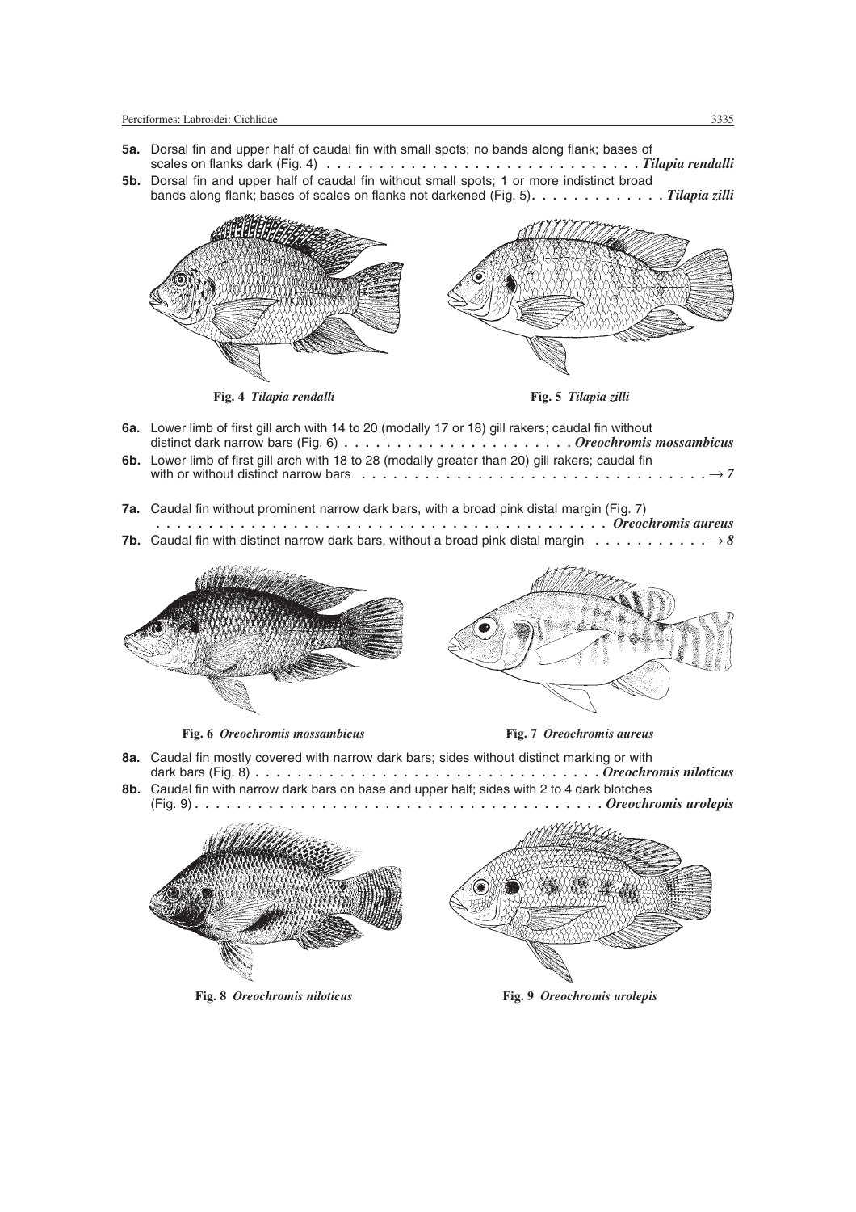**5a.** Dorsal fin and upper half of caudal fin with small spots; no bands along flank; bases of scales on flanks dark (Fig. 4) . . . . . . . . . . . . . . . . . . . . . . . . . . . . . ***Tilapia rendalli***

**5b.** Dorsal fin and upper half of caudal fin without small spots; 1 or more indistinct broad bands along flank; bases of scales on flanks not darkened (Fig. 5). . . . . . . . . . . . . ***Tilapia zilli***

**Fig. 4** ***Tilapia rendalli***

**Fig. 5** ***Tilapia zilli***

**6a.** Lower limb of first gill arch with 14 to 20 (modally 17 or 18) gill rakers; caudal fin without distinct dark narrow bars (Fig. 6) . . . . . . . . . . . . . . . . . . . . . ***Oreochromis mossambicus***

**6b.** Lower limb of first gill arch with 18 to 28 (modally greater than 20) gill rakers; caudal fin with or without distinct narrow bars . . . . . . . . . . . . . . . . . . . . . . . . . . . . . . . . → *7*

**7a.** Caudal fin without prominent narrow dark bars, with a broad pink distal margin (Fig. 7) . . . . . . . . . . . . . . . . . . . . . . . . . . . . . . . . . . . . . . . . . . . . ***Oreochromis aureus***

**7b.** Caudal fin with distinct narrow dark bars, without a broad pink distal margin . . . . . . . . . . . → *8*

**Fig. 6** ***Oreochromis mossambicus***

**Fig. 7** ***Oreochromis aureus***

**8a.** Caudal fin mostly covered with narrow dark bars; sides without distinct marking or with dark bars (Fig. 8) . . . . . . . . . . . . . . . . . . . . . . . . . . . . . . . . ***Oreochromis niloticus***

**8b.** Caudal fin with narrow dark bars on base and upper half; sides with 2 to 4 dark blotches (Fig. 9) . . . . . . . . . . . . . . . . . . . . . . . . . . . . . . . . . . . . . . ***Oreochromis urolepis***

**Fig. 8** ***Oreochromis niloticus***

**Fig. 9** ***Oreochromis urolepis***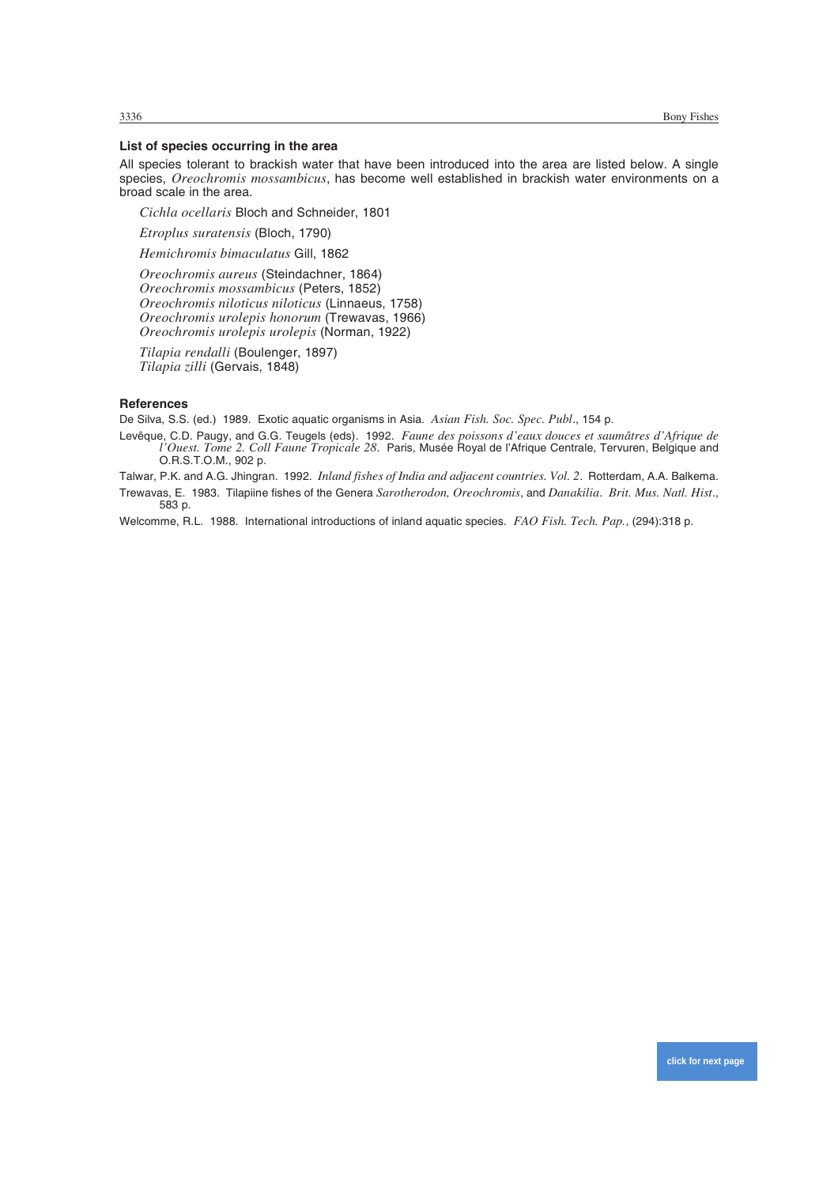### List of species occurring in the area

All species tolerant to brackish water that have been introduced into the area are listed below. A single species, *Oreochromis mossambicus*, has become well established in brackish water environments on a broad scale in the area.

*Cichla ocellaris* Bloch and Schneider, 1801

*Etroplus suratensis* (Bloch, 1790)

*Hemichromis bimaculatus* Gill, 1862

*Oreochromis aureus* (Steindachner, 1864)
*Oreochromis mossambicus* (Peters, 1852)
*Oreochromis niloticus niloticus* (Linnaeus, 1758)
*Oreochromis urolepis honorum* (Trewavas, 1966)
*Oreochromis urolepis urolepis* (Norman, 1922)

*Tilapia rendalli* (Boulenger, 1897)
*Tilapia zilli* (Gervais, 1848)

### References

De Silva, S.S. (ed.) 1989. Exotic aquatic organisms in Asia. *Asian Fish. Soc. Spec. Publ*., 154 p.

Levêque, C.D. Paugy, and G.G. Teugels (eds). 1992. *Faune des poissons d'eaux douces et saumâtres d'Afrique de l'Ouest. Tome 2. Coll Faune Tropicale 28.* Paris, Musée Royal de l'Afrique Centrale, Tervuren, Belgique and O.R.S.T.O.M., 902 p.

Talwar, P.K. and A.G. Jhingran. 1992. *Inland fishes of India and adjacent countries. Vol. 2*. Rotterdam, A.A. Balkema.

Trewavas, E. 1983. Tilapiine fishes of the Genera *Sarotherodon, Oreochromis*, and *Danakilia*. *Brit. Mus. Natl. Hist*., 583 p.

Welcomme, R.L. 1988. International introductions of inland aquatic species. *FAO Fish. Tech. Pap.*, (294):318 p.